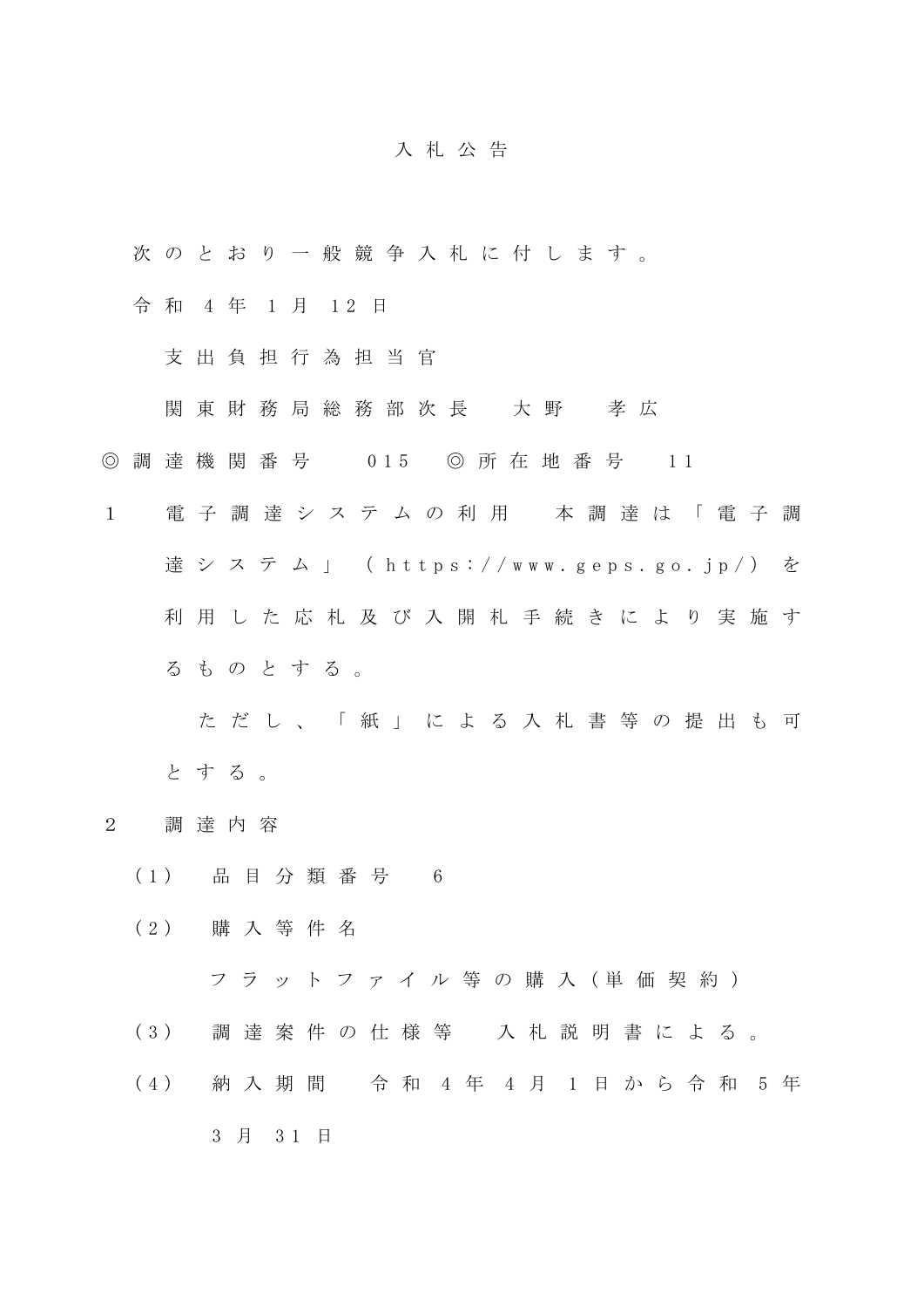# 入札公告

次のとおり一般競争入札に付します。

令和４年１月12日

支出負担行為担当官

関東財務局総務部次長　大野　孝広

◎調達機関番号　015　◎所在地番号　11

１　電子調達システムの利用　本調達は「電子調達システム」（https://www.geps.go.jp/）を利用した応札及び入開札手続きにより実施するものとする。

ただし、「紙」による入札書等の提出も可とする。

２　調達内容

（1）　品目分類番号　6

（2）　購入等件名

フラットファイル等の購入（単価契約）

（3）　調達案件の仕様等　入札説明書による。

（4）　納入期間　令和４年４月１日から令和５年３月31日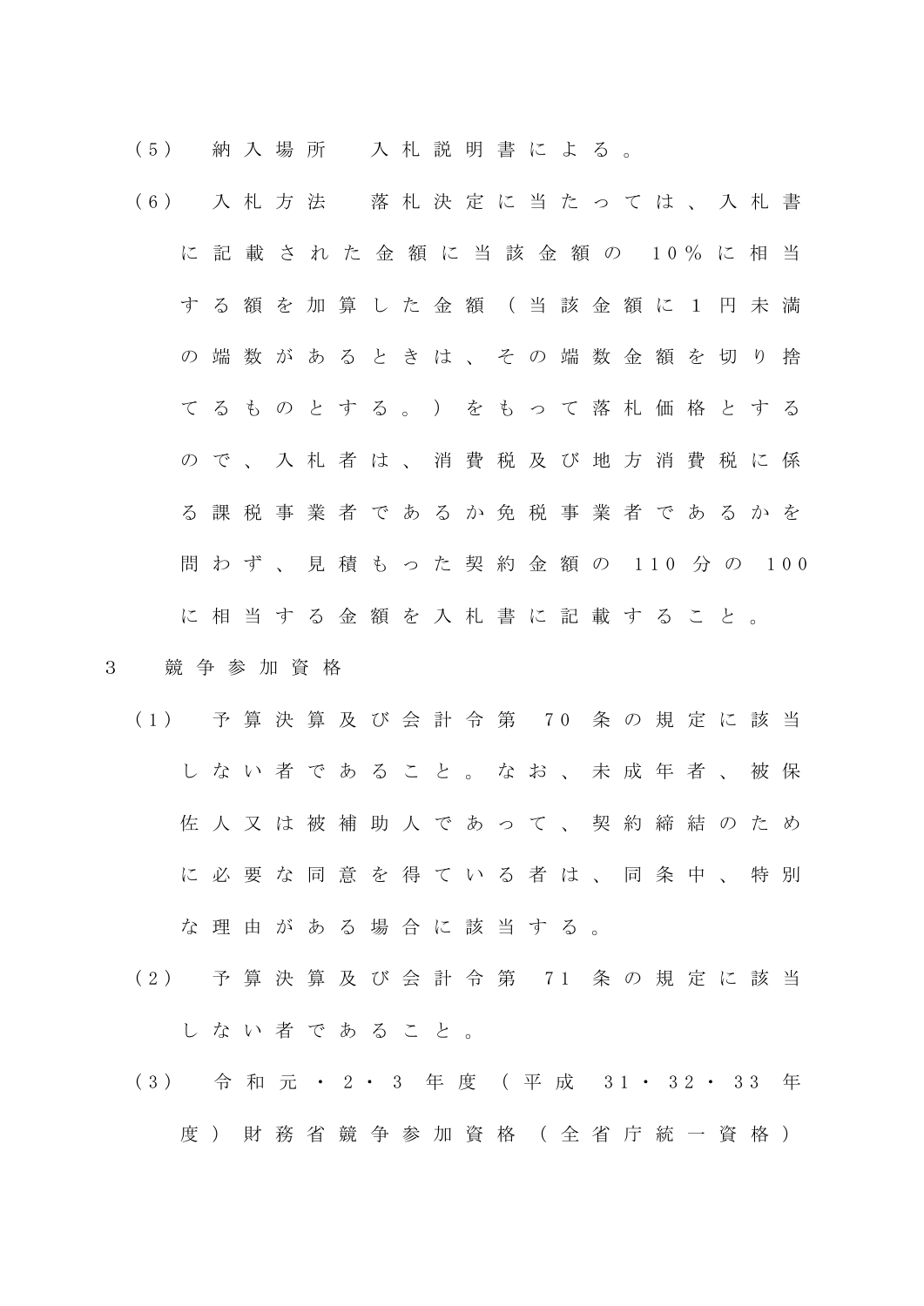(5) 納入場所　入札説明書による。

(6) 入札方法　落札決定に当たっては、入札書に記載された金額に当該金額の 10% に相当する額を加算した金額（当該金額に１円未満の端数があるときは、その端数金額を切り捨てるものとする。）をもって落札価格とするので、入札者は、消費税及び地方消費税に係る課税事業者であるか免税事業者であるかを問わず、見積もった契約金額の 110 分の 100 に相当する金額を入札書に記載すること。

3　競争参加資格

(1) 予算決算及び会計令第 70 条の規定に該当しない者であること。なお、未成年者、被保佐人又は被補助人であって、契約締結のために必要な同意を得ている者は、同条中、特別な理由がある場合に該当する。

(2) 予算決算及び会計令第 71 条の規定に該当しない者であること。

(3) 令和元・2・3 年度（平成 31・32・33 年度）財務省競争参加資格（全省庁統一資格）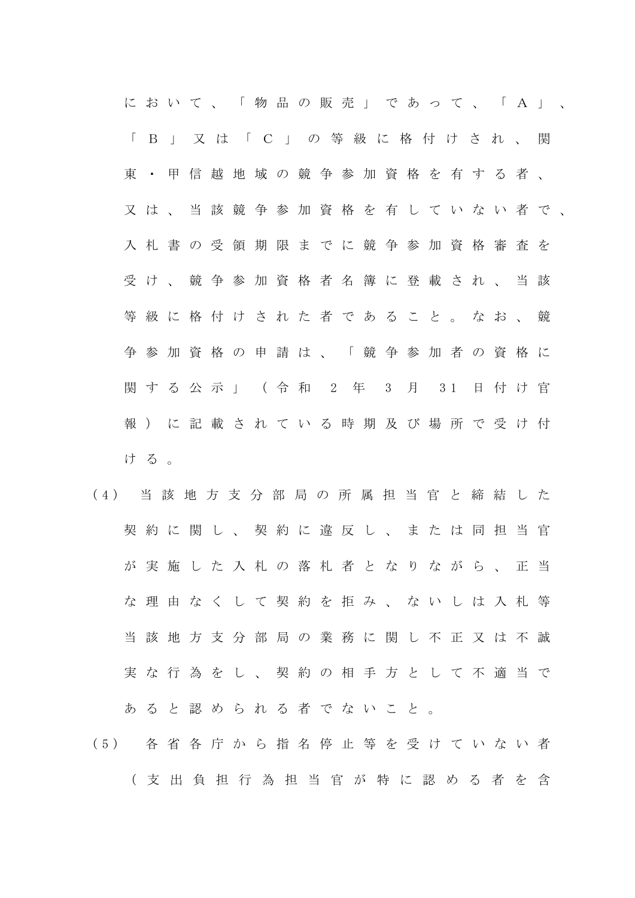において、「物品の販売」であって、「A」、「B」又は「C」の等級に格付けされ、関東・甲信越地域の競争参加資格を有する者、又は、当該競争参加資格を有していない者で、入札書の受領期限までに競争参加資格審査を受け、競争参加資格者名簿に登載され、当該等級に格付けされた者であること。なお、競争参加資格の申請は、「競争参加者の資格に関する公示」（令和 2 年 3 月 31 日付け官報）に記載されている時期及び場所で受け付ける。

(4) 当該地方支分部局の所属担当官と締結した契約に関し、契約に違反し、または同担当官が実施した入札の落札者となりながら、正当な理由なくして契約を拒み、ないしは入札等当該地方支分部局の業務に関し不正又は不誠実な行為をし、契約の相手方として不適当であると認められる者でないこと。

(5) 各省各庁から指名停止等を受けていない者（支出負担行為担当官が特に認める者を含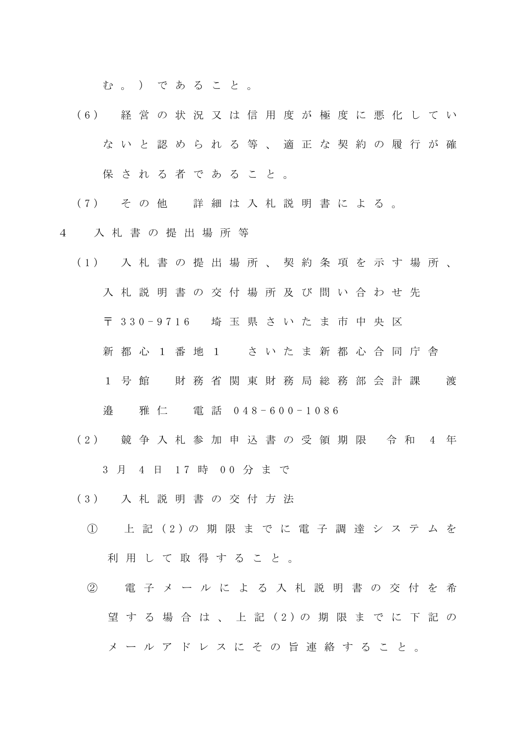む。）であること。

（6）　経営の状況又は信用度が極度に悪化していないと認められる等、適正な契約の履行が確保される者であること。

（7）　その他　詳細は入札説明書による。

4　入札書の提出場所等

（1）　入札書の提出場所、契約条項を示す場所、入札説明書の交付場所及び問い合わせ先
〒330-9716　埼玉県さいたま市中央区新都心1番地1　さいたま新都心合同庁舎1号館　財務省関東財務局総務部会計課　渡邉　雅仁　電話 048-600-1086

（2）　競争入札参加申込書の受領期限　令和4年3月4日17時00分まで

（3）　入札説明書の交付方法

①　上記(2)の期限までに電子調達システムを利用して取得すること。

②　電子メールによる入札説明書の交付を希望する場合は、上記(2)の期限までに下記のメールアドレスにその旨連絡すること。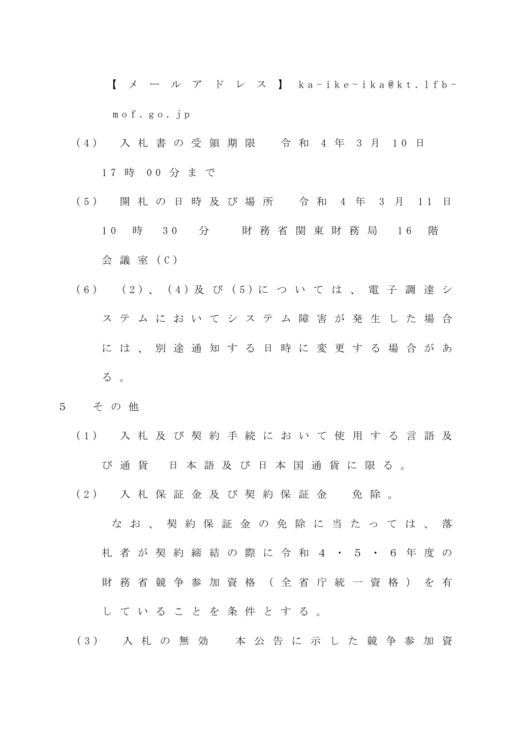【メールアドレス】ka-ike-ika@kt.lfb-mof.go.jp

（4） 入札書の受領期限 令和4年3月10日17時00分まで

（5） 開札の日時及び場所 令和4年3月11日10時30分 財務省関東財務局16階会議室（C）

（6） （2）、（4）及び（5）については、電子調達システムにおいてシステム障害が発生した場合には、別途通知する日時に変更する場合がある。

5 その他

（1） 入札及び契約手続において使用する言語及び通貨 日本語及び日本国通貨に限る。

（2） 入札保証金及び契約保証金 免除。

なお、契約保証金の免除に当たっては、落札者が契約締結の際に令和４・５・６年度の財務省競争参加資格（全省庁統一資格）を有していることを条件とする。

（3） 入札の無効 本公告に示した競争参加資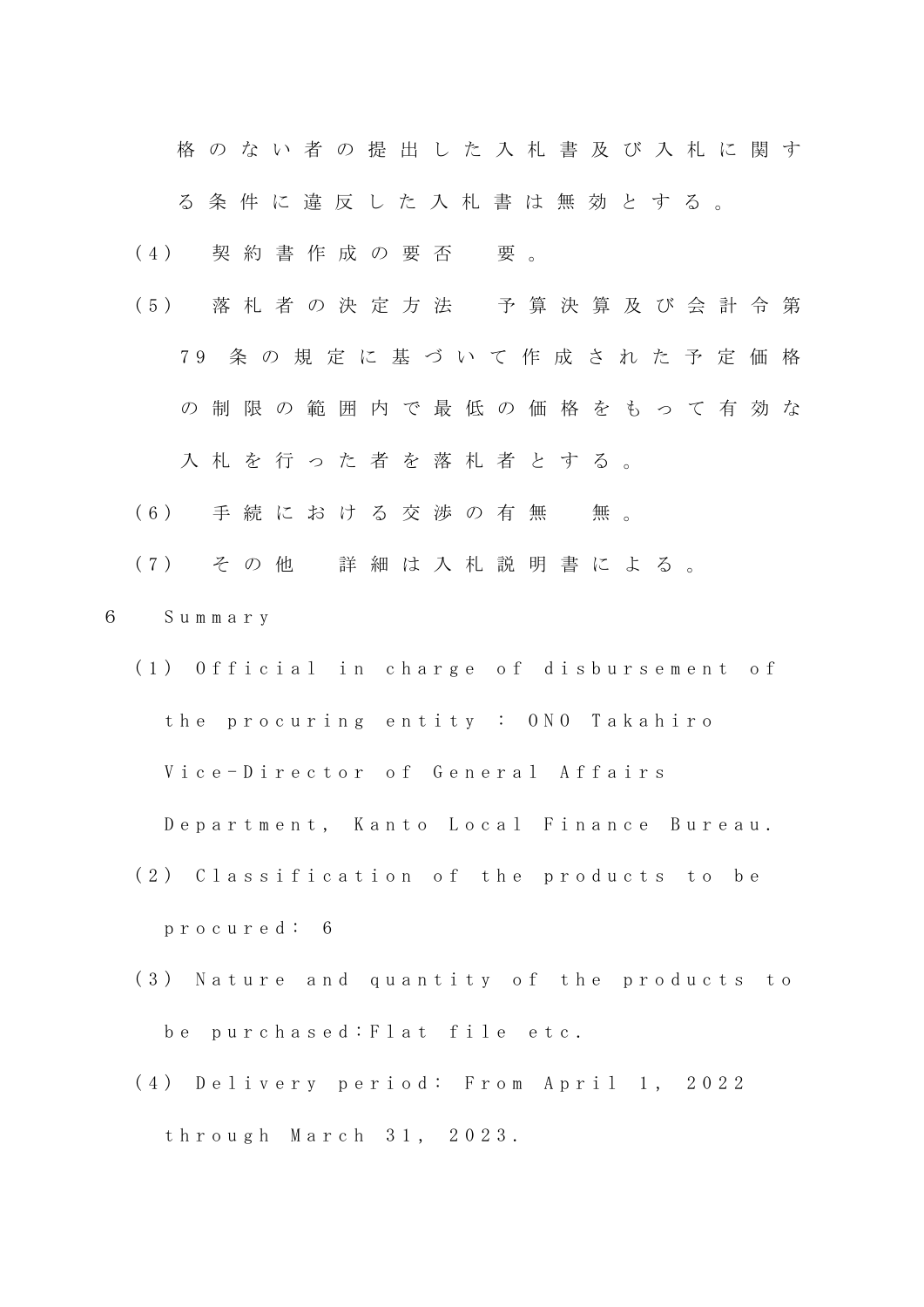格のない者の提出した入札書及び入札に関する条件に違反した入札書は無効とする。

(4) 契約書作成の要否　要。

(5) 落札者の決定方法　予算決算及び会計令第79条の規定に基づいて作成された予定価格の制限の範囲内で最低の価格をもって有効な入札を行った者を落札者とする。

(6) 手続における交渉の有無　無。

(7) その他　詳細は入札説明書による。

6 Summary

(1) Official in charge of disbursement of the procuring entity : ONO Takahiro Vice-Director of General Affairs Department, Kanto Local Finance Bureau.

(2) Classification of the products to be procured: 6

(3) Nature and quantity of the products to be purchased:Flat file etc.

(4) Delivery period: From April 1, 2022 through March 31, 2023.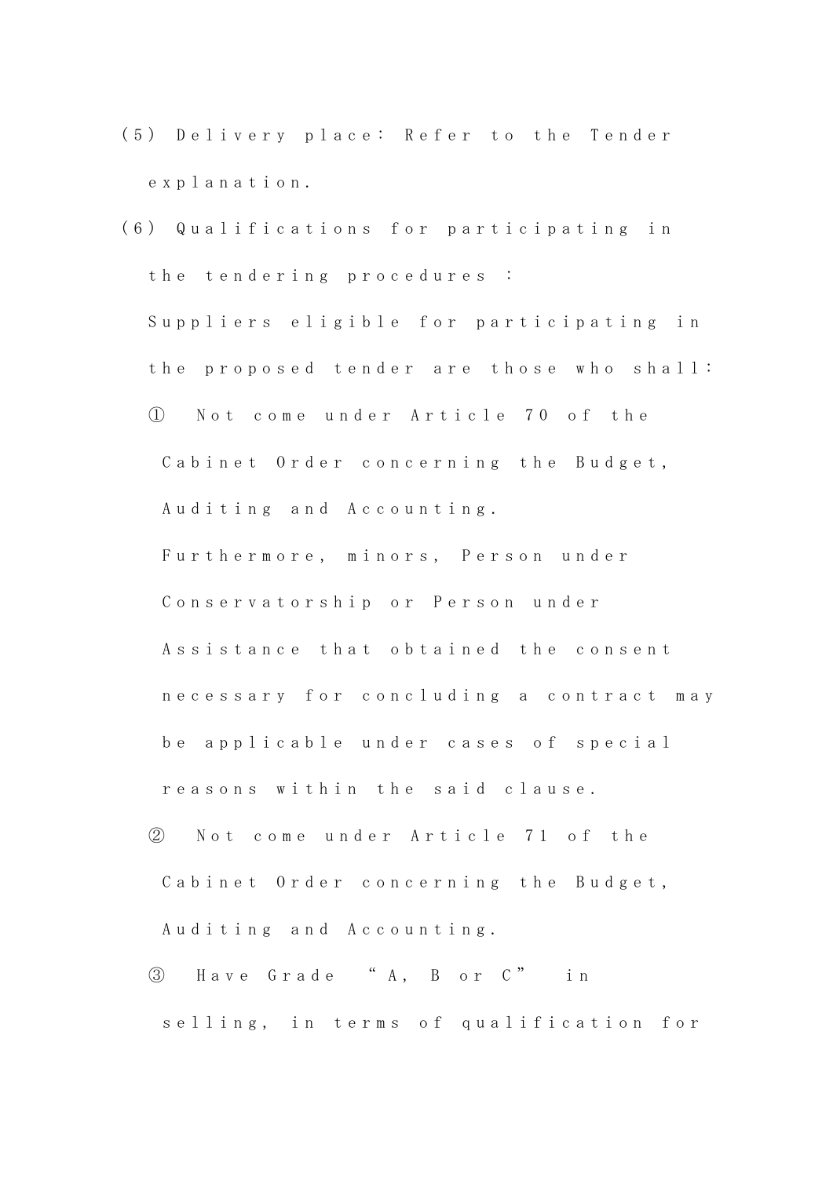(5) Delivery place: Refer to the Tender explanation.

(6) Qualifications for participating in the tendering procedures :

Suppliers eligible for participating in the proposed tender are those who shall:

① Not come under Article 70 of the Cabinet Order concerning the Budget, Auditing and Accounting.
Furthermore, minors, Person under Conservatorship or Person under Assistance that obtained the consent necessary for concluding a contract may be applicable under cases of special reasons within the said clause.

② Not come under Article 71 of the Cabinet Order concerning the Budget, Auditing and Accounting.

③ Have Grade “A, B or C” in selling, in terms of qualification for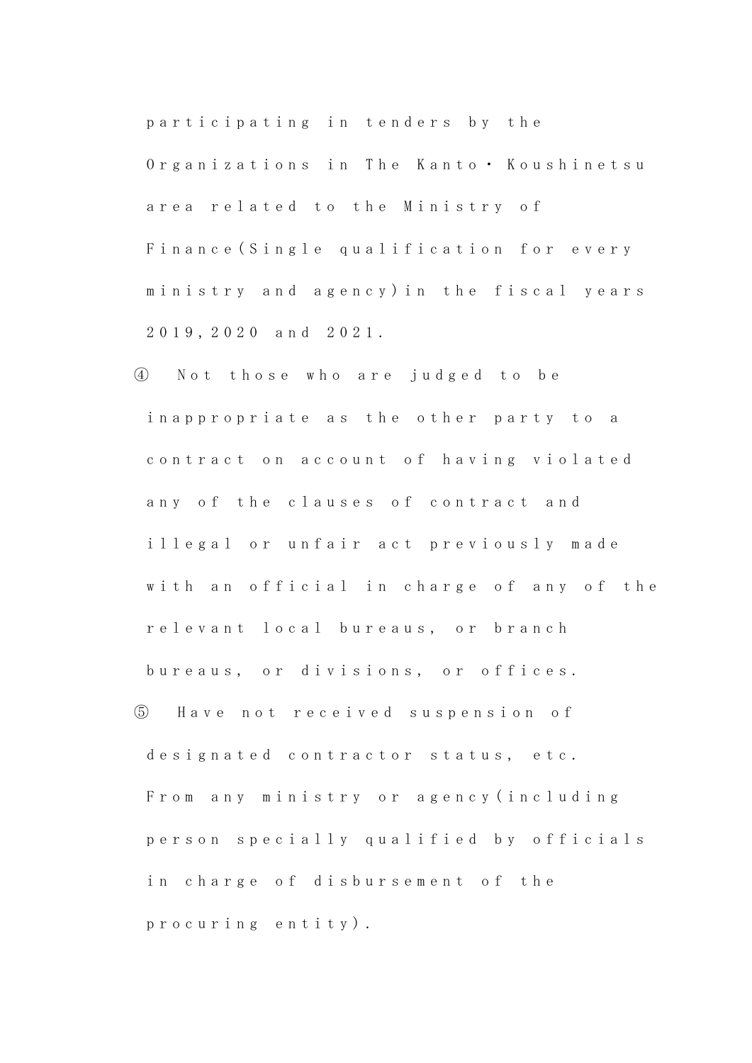participating in tenders by the Organizations in The Kanto・Koushinetsu area related to the Ministry of Finance(Single qualification for every ministry and agency)in the fiscal years 2019,2020 and 2021.

④ Not those who are judged to be inappropriate as the other party to a contract on account of having violated any of the clauses of contract and illegal or unfair act previously made with an official in charge of any of the relevant local bureaus, or branch bureaus, or divisions, or offices.

⑤ Have not received suspension of designated contractor status, etc. From any ministry or agency(including person specially qualified by officials in charge of disbursement of the procuring entity).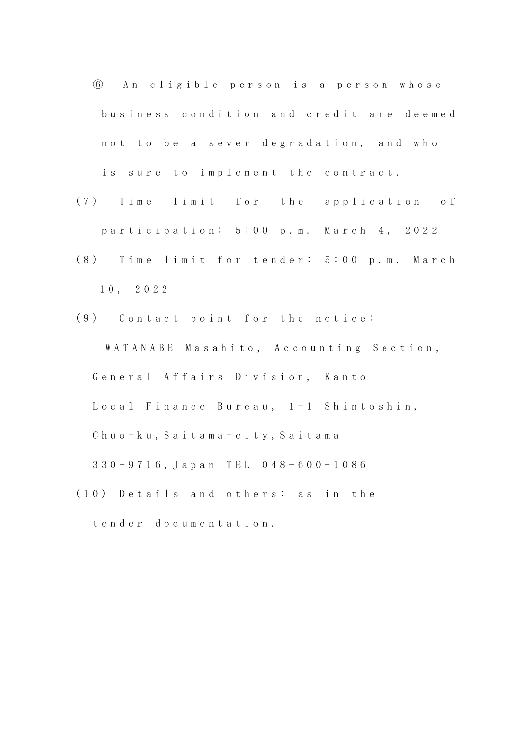⑥ An eligible person is a person whose business condition and credit are deemed not to be a sever degradation, and who is sure to implement the contract.

(7) Time limit for the application of participation: 5:00 p.m. March 4, 2022

(8) Time limit for tender: 5:00 p.m. March 10, 2022

(9) Contact point for the notice:
WATANABE Masahito, Accounting Section, General Affairs Division, Kanto Local Finance Bureau, 1-1 Shintoshin, Chuo-ku,Saitama-city,Saitama 330-9716,Japan TEL 048-600-1086

(10) Details and others: as in the tender documentation.